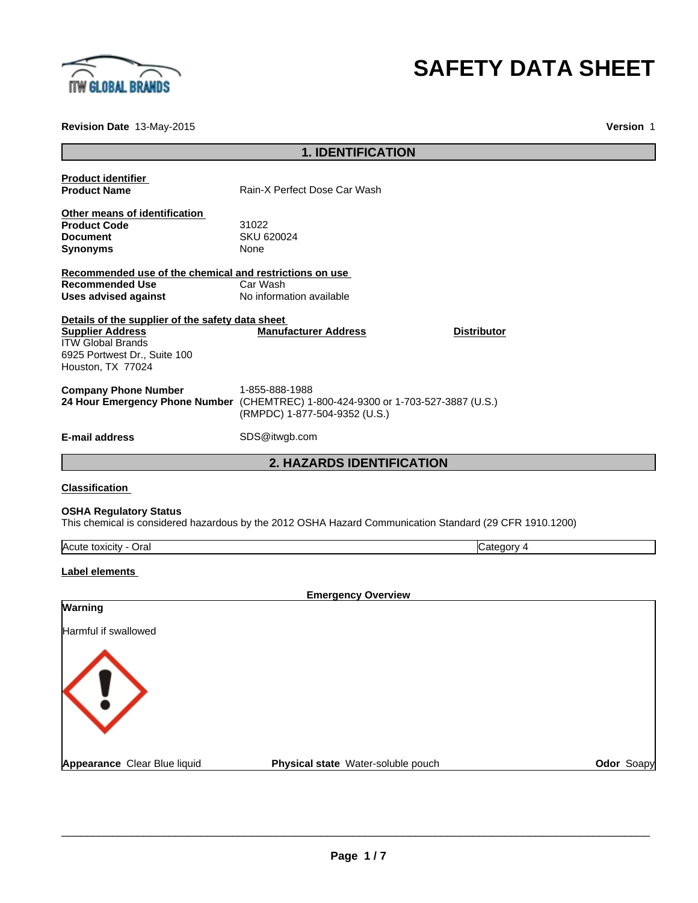# SAFETY DATA SHEET

**Revision Date** 13-May-2015 **Version** 1

## 1. IDENTIFICATION

**Product identifier**

| | |
|---|---|
| **Product Name** | Rain-X Perfect Dose Car Wash |

**Other means of identification**

| | |
|---|---|
| **Product Code** | 31022 |
| **Document** | SKU 620024 |
| **Synonyms** | None |

**Recommended use of the chemical and restrictions on use**

| | |
|---|---|
| **Recommended Use** | Car Wash |
| **Uses advised against** | No information available |

**Details of the supplier of the safety data sheet**

| **Supplier Address** | **Manufacturer Address** | **Distributor** |
|---|---|---|
| ITW Global Brands<br>6925 Portwest Dr., Suite 100<br>Houston, TX 77024 | | |

| | |
|---|---|
| **Company Phone Number** | 1-855-888-1988 |
| **24 Hour Emergency Phone Number** | (CHEMTREC) 1-800-424-9300 or 1-703-527-3887 (U.S.)<br>(RMPDC) 1-877-504-9352 (U.S.) |
| **E-mail address** | SDS@itwgb.com |

## 2. HAZARDS IDENTIFICATION

**Classification**

**OSHA Regulatory Status**
This chemical is considered hazardous by the 2012 OSHA Hazard Communication Standard (29 CFR 1910.1200)

| | |
|---|---|
| Acute toxicity - Oral | Category 4 |

**Label elements**

**Emergency Overview**

**Warning**

Harmful if swallowed

**Appearance** Clear Blue liquid **Physical state** Water-soluble pouch **Odor** Soapy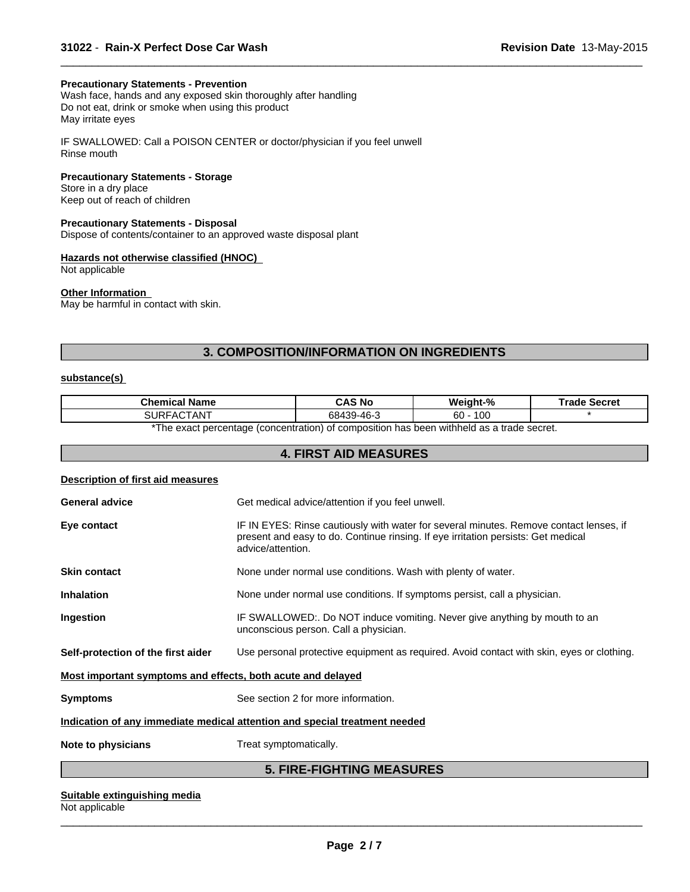**Precautionary Statements - Prevention**
Wash face, hands and any exposed skin thoroughly after handling
Do not eat, drink or smoke when using this product
May irritate eyes

IF SWALLOWED: Call a POISON CENTER or doctor/physician if you feel unwell
Rinse mouth

**Precautionary Statements - Storage**
Store in a dry place
Keep out of reach of children

**Precautionary Statements - Disposal**
Dispose of contents/container to an approved waste disposal plant

**Hazards not otherwise classified (HNOC)**
Not applicable

**Other Information**
May be harmful in contact with skin.

## 3. COMPOSITION/INFORMATION ON INGREDIENTS

**substance(s)**

| Chemical Name | CAS No | Weight-% | Trade Secret |
|---|---|---|---|
| SURFACTANT | 68439-46-3 | 60 - 100 | * |

*The exact percentage (concentration) of composition has been withheld as a trade secret.

## 4. FIRST AID MEASURES

**Description of first aid measures**

**General advice** Get medical advice/attention if you feel unwell.

**Eye contact** IF IN EYES: Rinse cautiously with water for several minutes. Remove contact lenses, if present and easy to do. Continue rinsing. If eye irritation persists: Get medical advice/attention.

**Skin contact** None under normal use conditions. Wash with plenty of water.

**Inhalation** None under normal use conditions. If symptoms persist, call a physician.

**Ingestion** IF SWALLOWED:. Do NOT induce vomiting. Never give anything by mouth to an unconscious person. Call a physician.

**Self-protection of the first aider** Use personal protective equipment as required. Avoid contact with skin, eyes or clothing.

**Most important symptoms and effects, both acute and delayed**

**Symptoms** See section 2 for more information.

**Indication of any immediate medical attention and special treatment needed**

**Note to physicians** Treat symptomatically.

## 5. FIRE-FIGHTING MEASURES

**Suitable extinguishing media**
Not applicable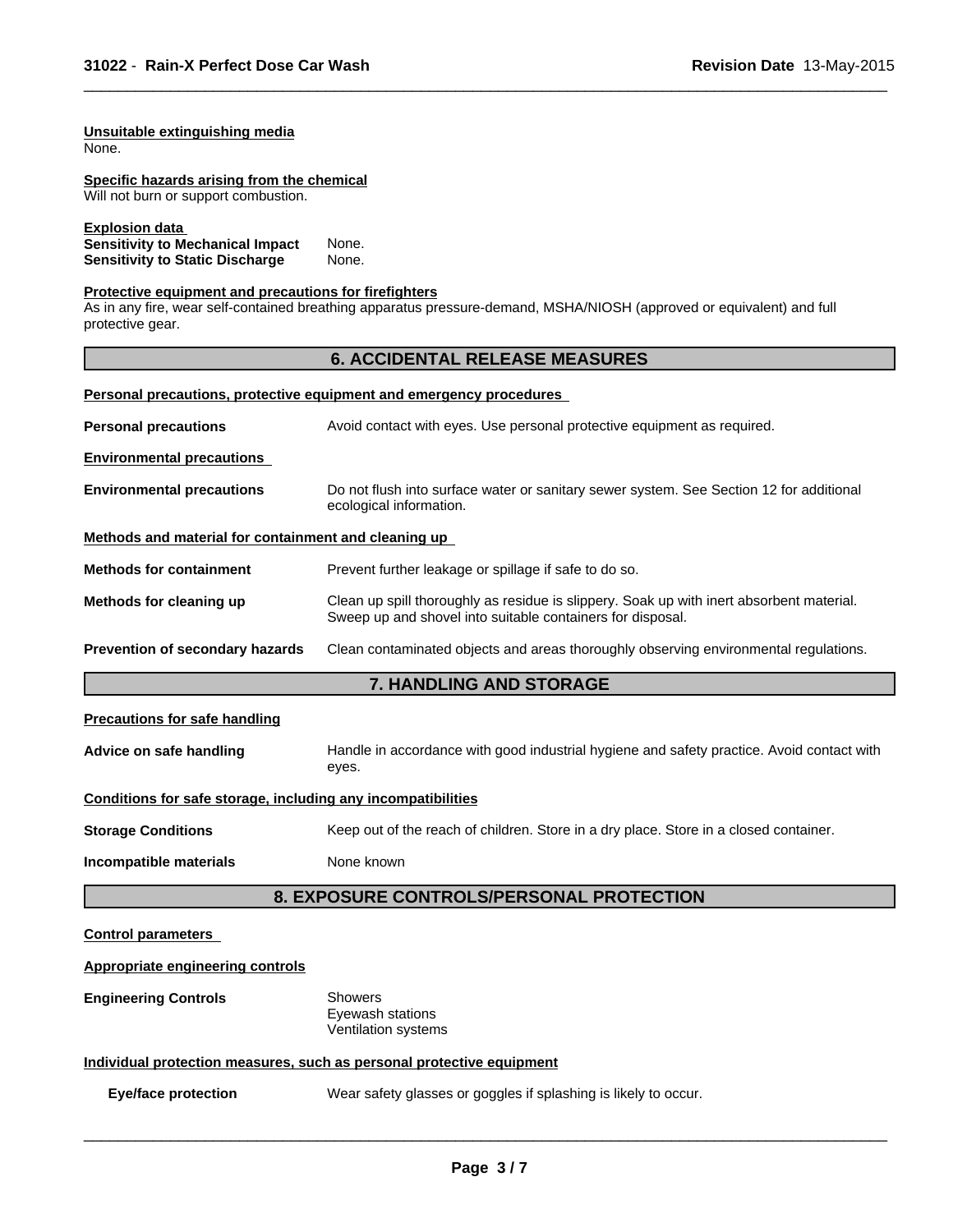#### Unsuitable extinguishing media

None.

#### Specific hazards arising from the chemical

Will not burn or support combustion.

#### Explosion data

**Sensitivity to Mechanical Impact** None.
**Sensitivity to Static Discharge** None.

#### Protective equipment and precautions for firefighters

As in any fire, wear self-contained breathing apparatus pressure-demand, MSHA/NIOSH (approved or equivalent) and full protective gear.

## 6. ACCIDENTAL RELEASE MEASURES

#### Personal precautions, protective equipment and emergency procedures

**Personal precautions** Avoid contact with eyes. Use personal protective equipment as required.

#### Environmental precautions

**Environmental precautions** Do not flush into surface water or sanitary sewer system. See Section 12 for additional ecological information.

#### Methods and material for containment and cleaning up

**Methods for containment** Prevent further leakage or spillage if safe to do so.

**Methods for cleaning up** Clean up spill thoroughly as residue is slippery. Soak up with inert absorbent material. Sweep up and shovel into suitable containers for disposal.

**Prevention of secondary hazards** Clean contaminated objects and areas thoroughly observing environmental regulations.

## 7. HANDLING AND STORAGE

#### Precautions for safe handling

**Advice on safe handling** Handle in accordance with good industrial hygiene and safety practice. Avoid contact with eyes.

#### Conditions for safe storage, including any incompatibilities

**Storage Conditions** Keep out of the reach of children. Store in a dry place. Store in a closed container.

**Incompatible materials** None known

## 8. EXPOSURE CONTROLS/PERSONAL PROTECTION

#### Control parameters

#### Appropriate engineering controls

**Engineering Controls** Showers
Eyewash stations
Ventilation systems

#### Individual protection measures, such as personal protective equipment

**Eye/face protection** Wear safety glasses or goggles if splashing is likely to occur.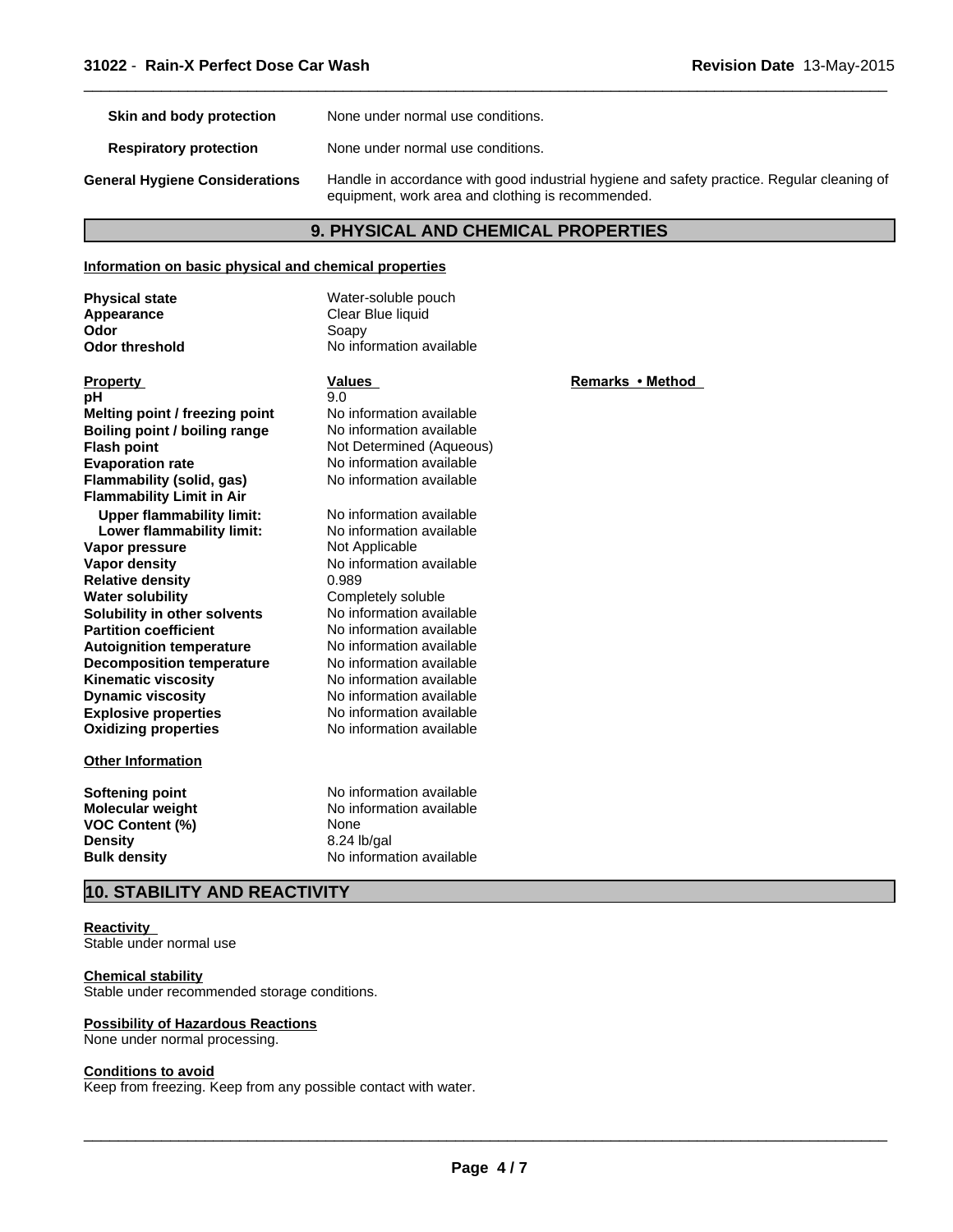| | |
|---|---|
| **Skin and body protection** | None under normal use conditions. |
| **Respiratory protection** | None under normal use conditions. |
| **General Hygiene Considerations** | Handle in accordance with good industrial hygiene and safety practice. Regular cleaning of equipment, work area and clothing is recommended. |

## 9. PHYSICAL AND CHEMICAL PROPERTIES

**Information on basic physical and chemical properties**

| | |
|---|---|
| **Physical state** | Water-soluble pouch |
| **Appearance** | Clear Blue liquid |
| **Odor** | Soapy |
| **Odor threshold** | No information available |

| **Property** | **Values** | **Remarks • Method** |
|---|---|---|
| **pH** | 9.0 | |
| **Melting point / freezing point** | No information available | |
| **Boiling point / boiling range** | No information available | |
| **Flash point** | Not Determined (Aqueous) | |
| **Evaporation rate** | No information available | |
| **Flammability (solid, gas)** | No information available | |
| **Flammability Limit in Air** | | |
| **Upper flammability limit:** | No information available | |
| **Lower flammability limit:** | No information available | |
| **Vapor pressure** | Not Applicable | |
| **Vapor density** | No information available | |
| **Relative density** | 0.989 | |
| **Water solubility** | Completely soluble | |
| **Solubility in other solvents** | No information available | |
| **Partition coefficient** | No information available | |
| **Autoignition temperature** | No information available | |
| **Decomposition temperature** | No information available | |
| **Kinematic viscosity** | No information available | |
| **Dynamic viscosity** | No information available | |
| **Explosive properties** | No information available | |
| **Oxidizing properties** | No information available | |

**Other Information**

| | |
|---|---|
| **Softening point** | No information available |
| **Molecular weight** | No information available |
| **VOC Content (%)** | None |
| **Density** | 8.24 lb/gal |
| **Bulk density** | No information available |

## 10. STABILITY AND REACTIVITY

**Reactivity**
Stable under normal use

**Chemical stability**
Stable under recommended storage conditions.

**Possibility of Hazardous Reactions**
None under normal processing.

**Conditions to avoid**
Keep from freezing. Keep from any possible contact with water.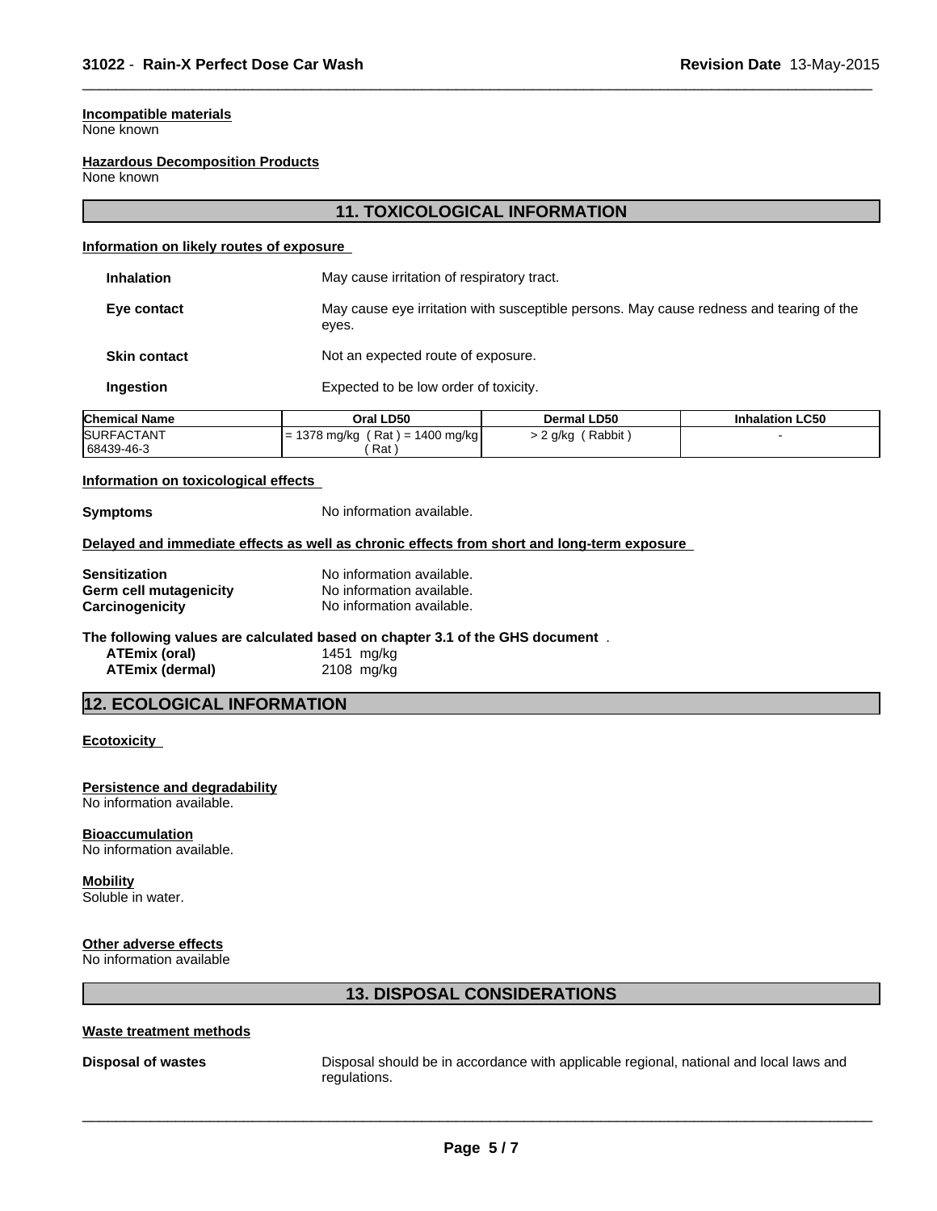**Incompatible materials**
None known

**Hazardous Decomposition Products**
None known

## 11. TOXICOLOGICAL INFORMATION

**Information on likely routes of exposure**

**Inhalation** May cause irritation of respiratory tract.

**Eye contact** May cause eye irritation with susceptible persons. May cause redness and tearing of the eyes.

**Skin contact** Not an expected route of exposure.

**Ingestion** Expected to be low order of toxicity.

| Chemical Name | Oral LD50 | Dermal LD50 | Inhalation LC50 |
|---|---|---|---|
| SURFACTANT<br>68439-46-3 | = 1378 mg/kg ( Rat ) = 1400 mg/kg ( Rat ) | > 2 g/kg ( Rabbit ) | - |

**Information on toxicological effects**

**Symptoms** No information available.

**Delayed and immediate effects as well as chronic effects from short and long-term exposure**

**Sensitization** No information available.
**Germ cell mutagenicity** No information available.
**Carcinogenicity** No information available.

**The following values are calculated based on chapter 3.1 of the GHS document** .
**ATEmix (oral)** 1451 mg/kg
**ATEmix (dermal)** 2108 mg/kg

## 12. ECOLOGICAL INFORMATION

**Ecotoxicity**

**Persistence and degradability**
No information available.

**Bioaccumulation**
No information available.

**Mobility**
Soluble in water.

**Other adverse effects**
No information available

## 13. DISPOSAL CONSIDERATIONS

**Waste treatment methods**

**Disposal of wastes** Disposal should be in accordance with applicable regional, national and local laws and regulations.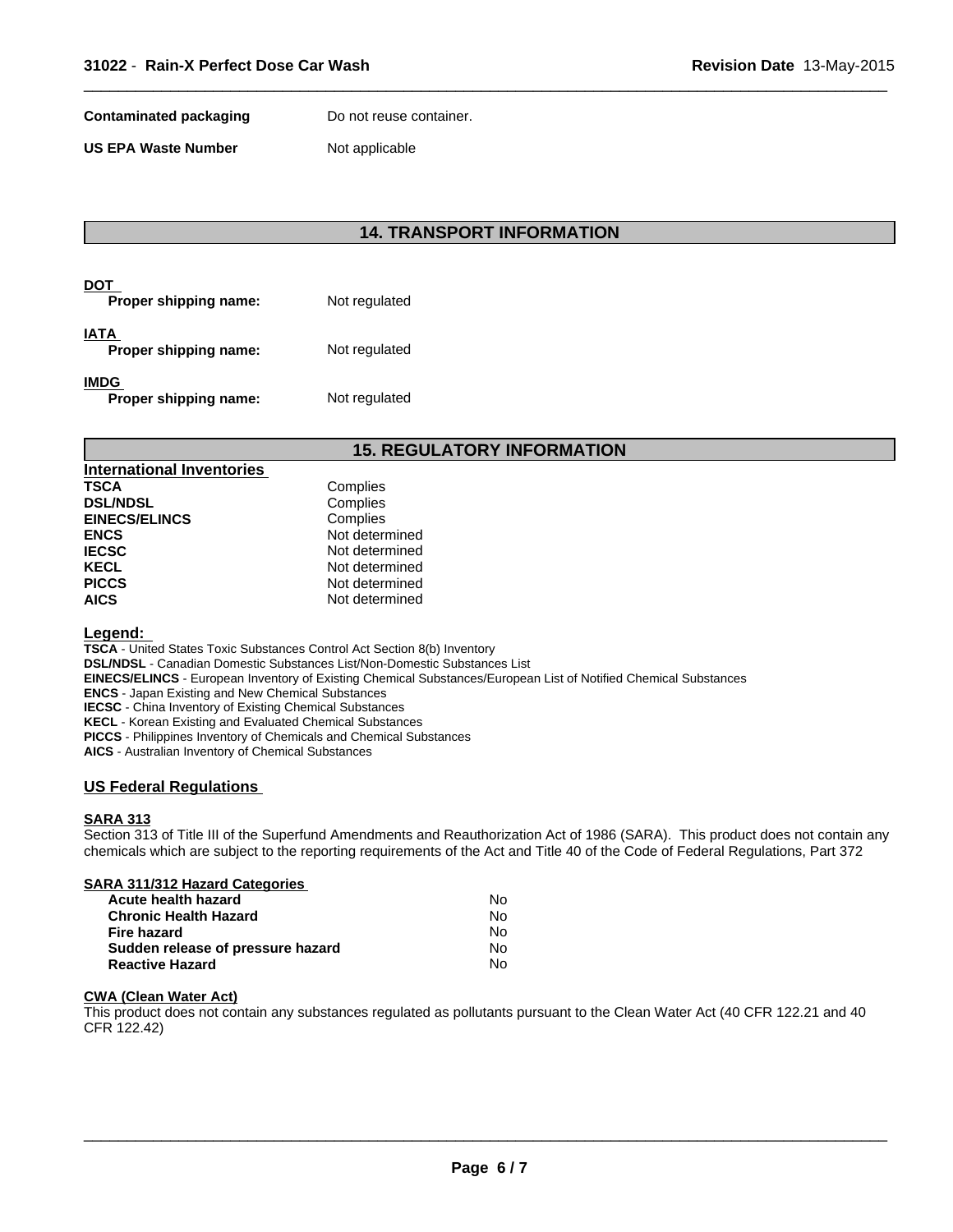**Contaminated packaging** Do not reuse container.

**US EPA Waste Number** Not applicable

## 14. TRANSPORT INFORMATION

**DOT**

**Proper shipping name:** Not regulated

**IATA**

**Proper shipping name:** Not regulated

**IMDG**

**Proper shipping name:** Not regulated

## 15. REGULATORY INFORMATION

**International Inventories**

| | |
|---|---|
| **TSCA** | Complies |
| **DSL/NDSL** | Complies |
| **EINECS/ELINCS** | Complies |
| **ENCS** | Not determined |
| **IECSC** | Not determined |
| **KECL** | Not determined |
| **PICCS** | Not determined |
| **AICS** | Not determined |

**Legend:**

**TSCA** - United States Toxic Substances Control Act Section 8(b) Inventory
**DSL/NDSL** - Canadian Domestic Substances List/Non-Domestic Substances List
**EINECS/ELINCS** - European Inventory of Existing Chemical Substances/European List of Notified Chemical Substances
**ENCS** - Japan Existing and New Chemical Substances
**IECSC** - China Inventory of Existing Chemical Substances
**KECL** - Korean Existing and Evaluated Chemical Substances
**PICCS** - Philippines Inventory of Chemicals and Chemical Substances
**AICS** - Australian Inventory of Chemical Substances

### US Federal Regulations

**SARA 313**

Section 313 of Title III of the Superfund Amendments and Reauthorization Act of 1986 (SARA). This product does not contain any chemicals which are subject to the reporting requirements of the Act and Title 40 of the Code of Federal Regulations, Part 372

**SARA 311/312 Hazard Categories**

| | |
|---|---|
| **Acute health hazard** | No |
| **Chronic Health Hazard** | No |
| **Fire hazard** | No |
| **Sudden release of pressure hazard** | No |
| **Reactive Hazard** | No |

**CWA (Clean Water Act)**

This product does not contain any substances regulated as pollutants pursuant to the Clean Water Act (40 CFR 122.21 and 40 CFR 122.42)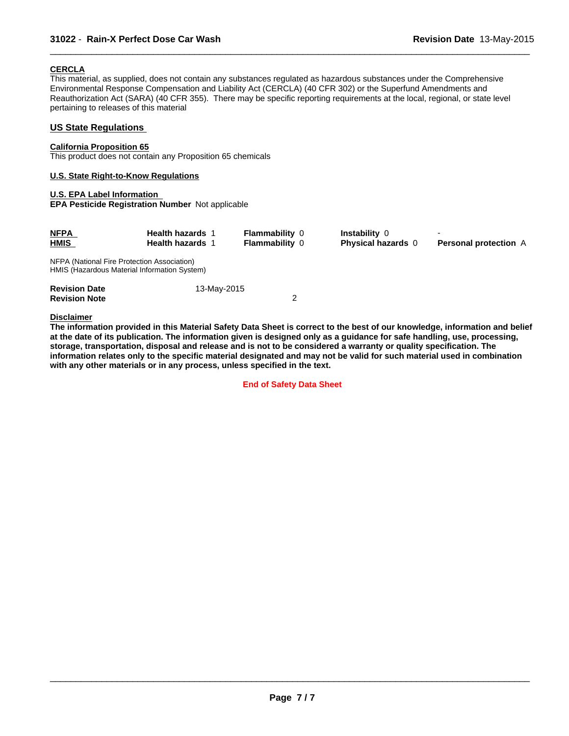## CERCLA

This material, as supplied, does not contain any substances regulated as hazardous substances under the Comprehensive Environmental Response Compensation and Liability Act (CERCLA) (40 CFR 302) or the Superfund Amendments and Reauthorization Act (SARA) (40 CFR 355). There may be specific reporting requirements at the local, regional, or state level pertaining to releases of this material

## US State Regulations

### California Proposition 65

This product does not contain any Proposition 65 chemicals

### U.S. State Right-to-Know Regulations

### U.S. EPA Label Information

**EPA Pesticide Registration Number** Not applicable

| | | | | |
|---|---|---|---|---|
| **NFPA** | **Health hazards** 1 | **Flammability** 0 | **Instability** 0 | - |
| **HMIS** | **Health hazards** 1 | **Flammability** 0 | **Physical hazards** 0 | **Personal protection** A |

NFPA (National Fire Protection Association)
HMIS (Hazardous Material Information System)

| | |
|---|---|
| **Revision Date** | 13-May-2015 |
| **Revision Note** | 2 |

### Disclaimer

**The information provided in this Material Safety Data Sheet is correct to the best of our knowledge, information and belief at the date of its publication. The information given is designed only as a guidance for safe handling, use, processing, storage, transportation, disposal and release and is not to be considered a warranty or quality specification. The information relates only to the specific material designated and may not be valid for such material used in combination with any other materials or in any process, unless specified in the text.**

**End of Safety Data Sheet**